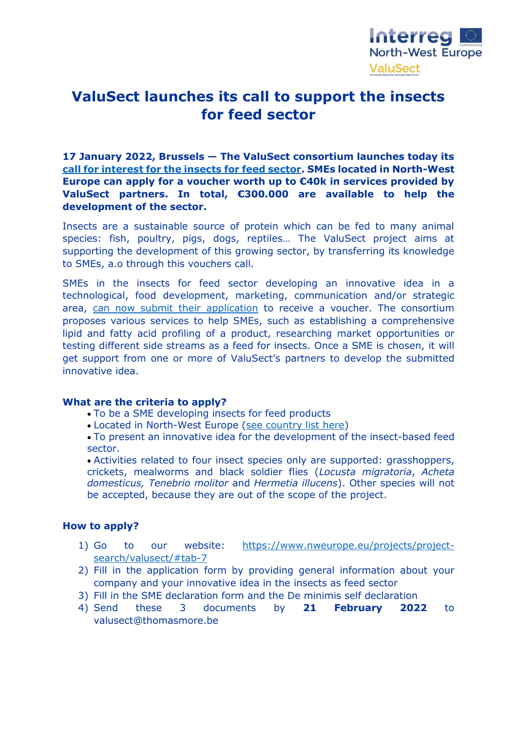# ValuSect launches its call to support the insects for feed sector

**17 January 2022, Brussels — The ValuSect consortium launches today its call for interest for the insects for feed sector. SMEs located in North-West Europe can apply for a voucher worth up to €40k in services provided by ValuSect partners. In total, €300.000 are available to help the development of the sector.**

Insects are a sustainable source of protein which can be fed to many animal species: fish, poultry, pigs, dogs, reptiles… The ValuSect project aims at supporting the development of this growing sector, by transferring its knowledge to SMEs, a.o through this vouchers call.

SMEs in the insects for feed sector developing an innovative idea in a technological, food development, marketing, communication and/or strategic area, can now submit their application to receive a voucher. The consortium proposes various services to help SMEs, such as establishing a comprehensive lipid and fatty acid profiling of a product, researching market opportunities or testing different side streams as a feed for insects. Once a SME is chosen, it will get support from one or more of ValuSect's partners to develop the submitted innovative idea.

### What are the criteria to apply?

- To be a SME developing insects for feed products
- Located in North-West Europe (see country list here)
- To present an innovative idea for the development of the insect-based feed sector.
- Activities related to four insect species only are supported: grasshoppers, crickets, mealworms and black soldier flies (*Locusta migratoria*, *Acheta domesticus, Tenebrio molitor* and *Hermetia illucens*). Other species will not be accepted, because they are out of the scope of the project.

### How to apply?

1) Go to our website: https://www.nweurope.eu/projects/project-search/valusect/#tab-7
2) Fill in the application form by providing general information about your company and your innovative idea in the insects as feed sector
3) Fill in the SME declaration form and the De minimis self declaration
4) Send these 3 documents by **21 February 2022** to valusect@thomasmore.be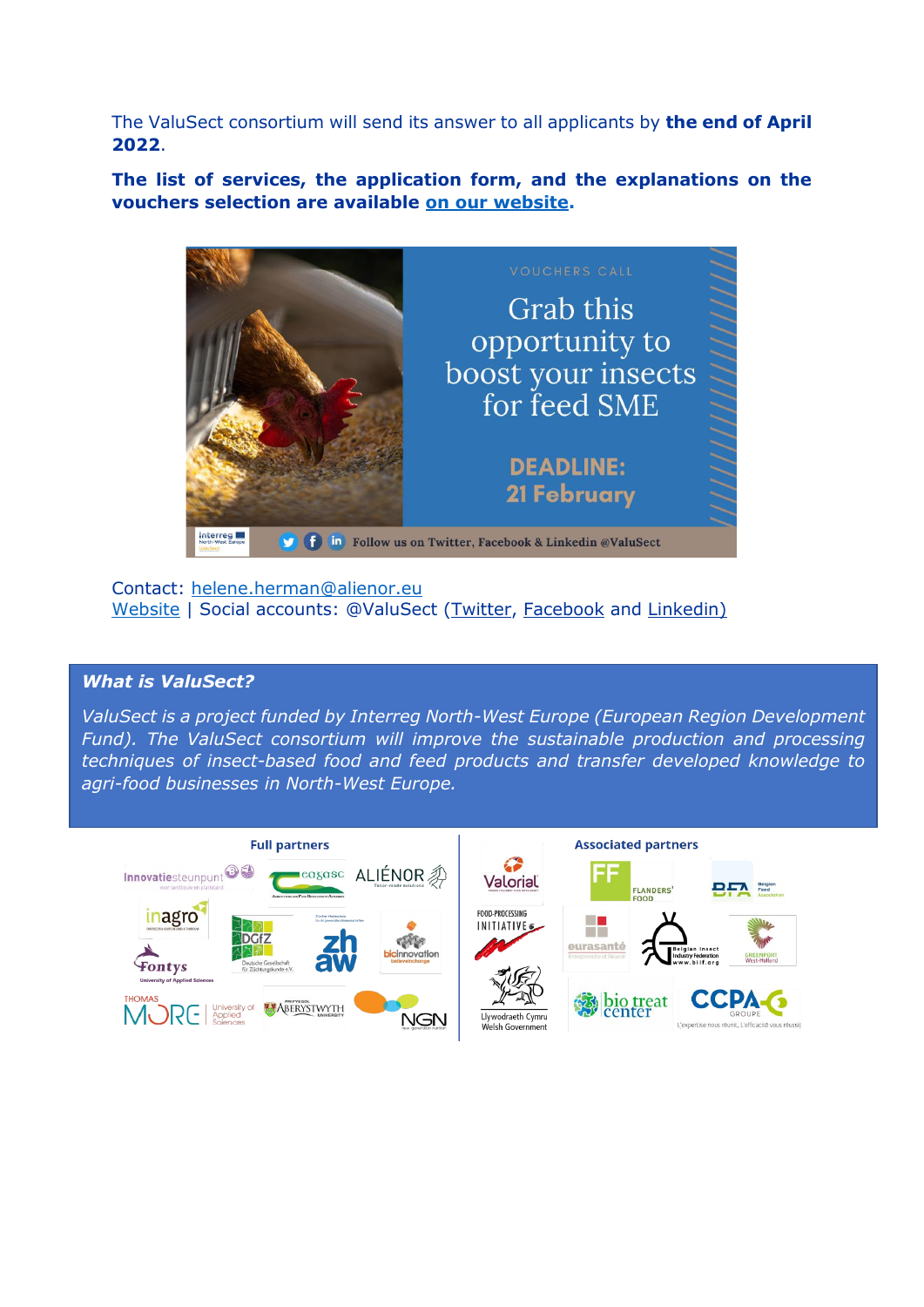The ValuSect consortium will send its answer to all applicants by **the end of April 2022**.

**The list of services, the application form, and the explanations on the vouchers selection are available [on our website](#).**

Contact: [helene.herman@alienor.eu](mailto:helene.herman@alienor.eu)
[Website](#) | Social accounts: @ValuSect ([Twitter](#), [Facebook](#) and [Linkedin)](#)

***What is ValuSect?***

*ValuSect is a project funded by Interreg North-West Europe (European Region Development Fund). The ValuSect consortium will improve the sustainable production and processing techniques of insect-based food and feed products and transfer developed knowledge to agri-food businesses in North-West Europe.*

**Full partners**

**Associated partners**